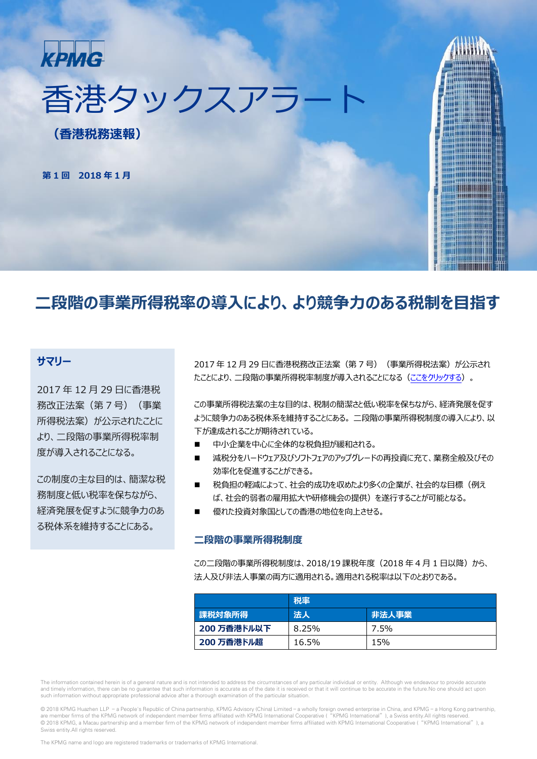KPMG

# 香港タックスアラート

**（香港税務速報）**

**第１回　2018 年１月**

## 二段階の事業所得税率の導入により、より競争力のある税制を目指す

### サマリー

2017 年 12 月 29 日に香港税務改正法案（第７号）（事業所得税法案）が公示されたことにより、二段階の事業所得税率制度が導入されることになる。

この制度の主な目的は、簡潔な税務制度と低い税率を保ちながら、経済発展を促すように競争力のある税体系を維持することにある。

2017 年 12 月 29 日に香港税務改正法案（第７号）（事業所得税法案）が公示されたことにより、二段階の事業所得税率制度が導入されることになる（ここをクリックする）。

この事業所得税法案の主な目的は、税制の簡潔さと低い税率を保ちながら、経済発展を促すように競争力のある税体系を維持することにある。二段階の事業所得税制度の導入により、以下が達成されることが期待されている。

- 中小企業を中心に全体的な税負担が緩和される。
- 減税分をハードウェア及びソフトフェアのアップグレードの再投資に充て、業務全般及びその効率化を促進することができる。
- 税負担の軽減によって、社会的成功を収めたより多くの企業が、社会的な目標（例えば、社会的弱者の雇用拡大や研修機会の提供）を遂行することが可能となる。
- 優れた投資対象国としての香港の地位を向上させる。

### 二段階の事業所得税制度

この二段階の事業所得税制度は、2018/19 課税年度（2018 年４月１日以降）から、法人及び非法人事業の両方に適用される。適用される税率は以下のとおりである。

| | 税率 | |
|---|---|---|
| **課税対象所得** | **法人** | **非法人事業** |
| **200 万香港ドル以下** | 8.25% | 7.5% |
| **200 万香港ドル超** | 16.5% | 15% |

The information contained herein is of a general nature and is not intended to address the circumstances of any particular individual or entity. Although we endeavour to provide accurate and timely information, there can be no guarantee that such information is accurate as of the date it is received or that it will continue to be accurate in the future.No one should act upon such information without appropriate professional advice after a thorough examination of the particular situation.

© 2018 KPMG Huazhen LLP – a People's Republic of China partnership, KPMG Advisory (China) Limited – a wholly foreign owned enterprise in China, and KPMG – a Hong Kong partnership, are member firms of the KPMG network of independent member firms affiliated with KPMG International Cooperative（"KPMG International"), a Swiss entity.All rights reserved.
© 2018 KPMG, a Macau partnership and a member firm of the KPMG network of independent member firms affiliated with KPMG International Cooperative（"KPMG International"), a Swiss entity.All rights reserved.

The KPMG name and logo are registered trademarks or trademarks of KPMG International.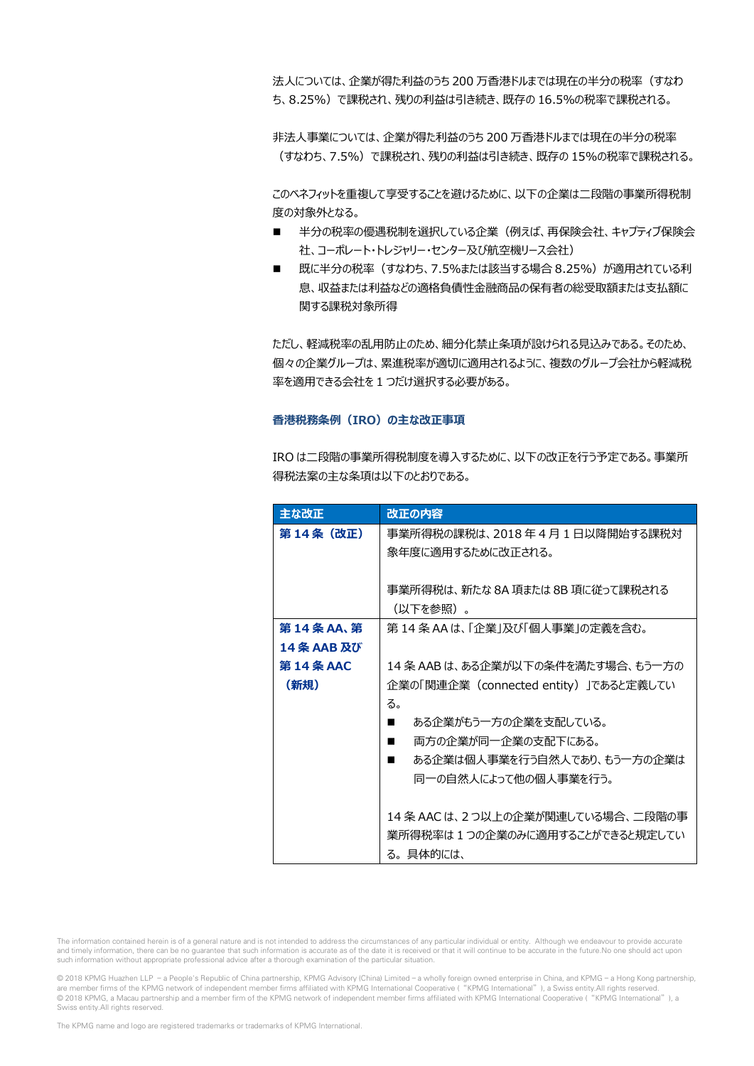法人については、企業が得た利益のうち 200 万香港ドルまでは現在の半分の税率（すなわち、8.25%）で課税され、残りの利益は引き続き、既存の 16.5%の税率で課税される。

非法人事業については、企業が得た利益のうち 200 万香港ドルまでは現在の半分の税率（すなわち、7.5%）で課税され、残りの利益は引き続き、既存の 15%の税率で課税される。

このベネフィットを重複して享受することを避けるために、以下の企業は二段階の事業所得税制度の対象外となる。

- 半分の税率の優遇税制を選択している企業（例えば、再保険会社、キャプティブ保険会社、コーポレート・トレジャリー・センター及び航空機リース会社）
- 既に半分の税率（すなわち、7.5%または該当する場合 8.25%）が適用されている利息、収益または利益などの適格負債性金融商品の保有者の総受取額または支払額に関する課税対象所得

ただし、軽減税率の乱用防止のため、細分化禁止条項が設けられる見込みである。そのため、個々の企業グループは、累進税率が適切に適用されるように、複数のグループ会社から軽減税率を適用できる会社を 1 つだけ選択する必要がある。

### 香港税務条例（IRO）の主な改正事項

IRO は二段階の事業所得税制度を導入するために、以下の改正を行う予定である。事業所得税法案の主な条項は以下のとおりである。

| 主な改正 | 改正の内容 |
|---|---|
| **第 14 条（改正）** | 事業所得税の課税は、2018 年 4 月 1 日以降開始する課税対象年度に適用するために改正される。<br><br>事業所得税は、新たな 8A 項または 8B 項に従って課税される（以下を参照）。 |
| **第 14 条 AA、第 14 条 AAB 及び第 14 条 AAC（新規）** | 第 14 条 AA は、「企業」及び「個人事業」の定義を含む。<br><br>14 条 AAB は、ある企業が以下の条件を満たす場合、もう一方の企業の「関連企業（connected entity）」であると定義している。<br>■ ある企業がもう一方の企業を支配している。<br>■ 両方の企業が同一企業の支配下にある。<br>■ ある企業は個人事業を行う自然人であり、もう一方の企業は同一の自然人によって他の個人事業を行う。<br><br>14 条 AAC は、2 つ以上の企業が関連している場合、二段階の事業所得税率は 1 つの企業のみに適用することができると規定している。具体的には、 |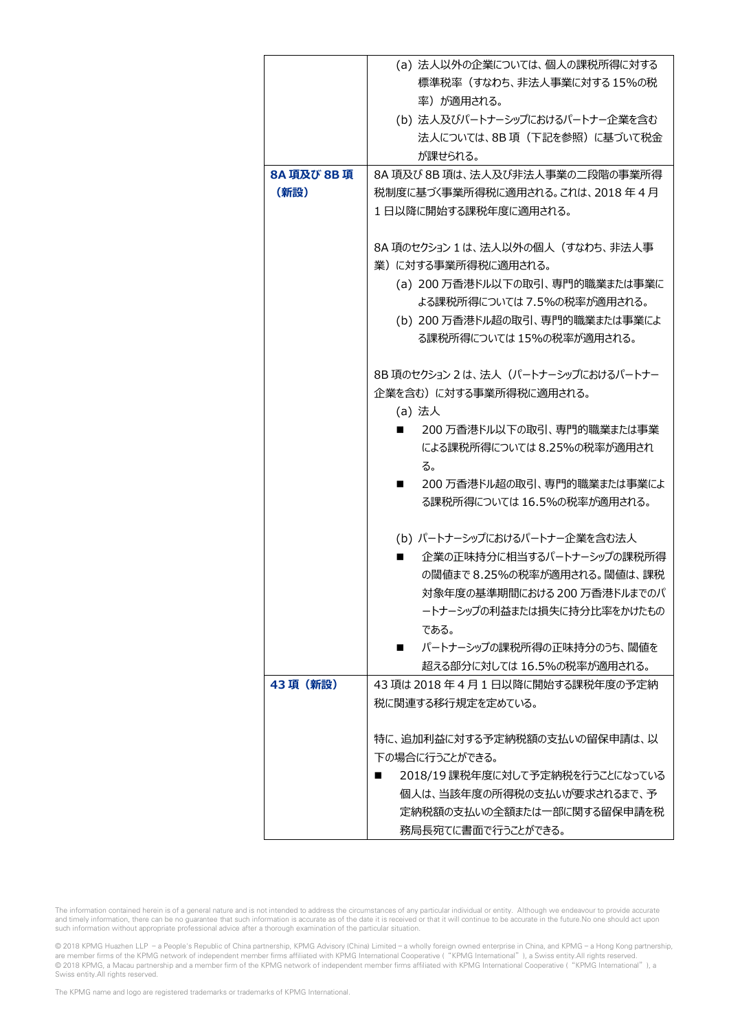| | |
|---|---|
| | (a) 法人以外の企業については、個人の課税所得に対する標準税率（すなわち、非法人事業に対する15%の税率）が適用される。<br>(b) 法人及びパートナーシップにおけるパートナー企業を含む法人については、8B項（下記を参照）に基づいて税金が課せられる。 |
| **8A項及び8B項（新設）** | 8A項及び8B項は、法人及び非法人事業の二段階の事業所得税制度に基づく事業所得税に適用される。これは、2018年4月1日以降に開始する課税年度に適用される。<br><br>8A項のセクション1は、法人以外の個人（すなわち、非法人事業）に対する事業所得税に適用される。<br>(a) 200万香港ドル以下の取引、専門的職業または事業による課税所得については7.5%の税率が適用される。<br>(b) 200万香港ドル超の取引、専門的職業または事業による課税所得については15%の税率が適用される。<br><br>8B項のセクション2は、法人（パートナーシップにおけるパートナー企業を含む）に対する事業所得税に適用される。<br>(a) 法人<br>■ 200万香港ドル以下の取引、専門的職業または事業による課税所得については8.25%の税率が適用される。<br>■ 200万香港ドル超の取引、専門的職業または事業による課税所得については16.5%の税率が適用される。<br><br>(b) パートナーシップにおけるパートナー企業を含む法人<br>■ 企業の正味持分に相当するパートナーシップの課税所得の閾値まで8.25%の税率が適用される。閾値は、課税対象年度の基準期間における200万香港ドルまでのパートナーシップの利益または損失に持分比率をかけたものである。<br>■ パートナーシップの課税所得の正味持分のうち、閾値を超える部分に対しては16.5%の税率が適用される。 |
| **43項（新設）** | 43項は2018年4月1日以降に開始する課税年度の予定納税に関連する移行規定を定めている。<br><br>特に、追加利益に対する予定納税額の支払いの留保申請は、以下の場合に行うことができる。<br>■ 2018/19課税年度に対して予定納税を行うことになっている個人は、当該年度の所得税の支払いが要求されるまで、予定納税額の支払いの全額または一部に関する留保申請を税務局長宛てに書面で行うことができる。 |

The information contained herein is of a general nature and is not intended to address the circumstances of any particular individual or entity. Although we endeavour to provide accurate and timely information, there can be no guarantee that such information is accurate as of the date it is received or that it will continue to be accurate in the future.No one should act upon such information without appropriate professional advice after a thorough examination of the particular situation.

© 2018 KPMG Huazhen LLP – a People's Republic of China partnership, KPMG Advisory (China) Limited – a wholly foreign owned enterprise in China, and KPMG – a Hong Kong partnership, are member firms of the KPMG network of independent member firms affiliated with KPMG International Cooperative ("KPMG International"), a Swiss entity.All rights reserved.
© 2018 KPMG, a Macau partnership and a member firm of the KPMG network of independent member firms affiliated with KPMG International Cooperative ("KPMG International"), a Swiss entity.All rights reserved.

The KPMG name and logo are registered trademarks or trademarks of KPMG International.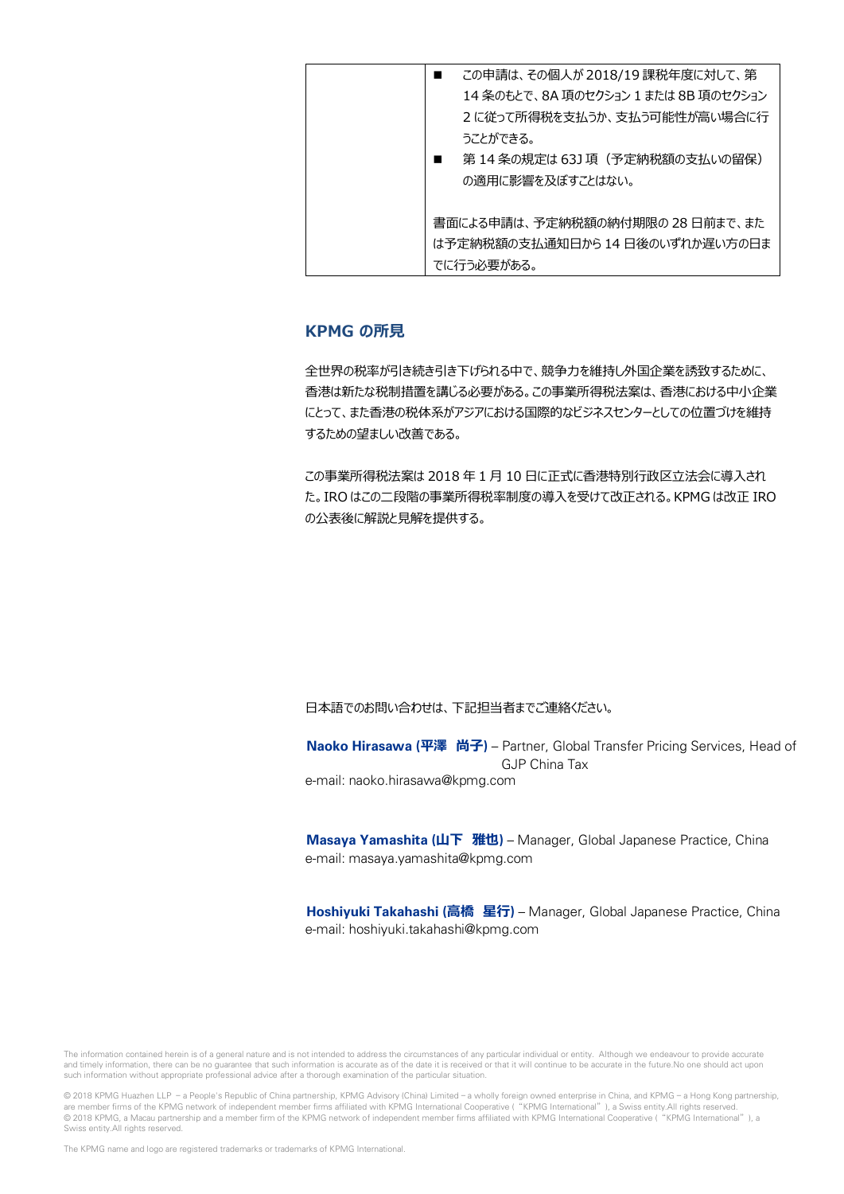| | |
|---|---|
| | ■ この申請は、その個人が 2018/19 課税年度に対して、第 14 条のもとで、8A 項のセクション 1 または 8B 項のセクション 2 に従って所得税を支払うか、支払う可能性が高い場合に行うことができる。<br>■ 第 14 条の規定は 63J 項（予定納税額の支払いの留保）の適用に影響を及ぼすことはない。<br><br>書面による申請は、予定納税額の納付期限の 28 日前まで、または予定納税額の支払通知日から 14 日後のいずれか遅い方の日までに行う必要がある。 |

## KPMG の所見

全世界の税率が引き続き引き下げられる中で、競争力を維持し外国企業を誘致するために、香港は新たな税制措置を講じる必要がある。この事業所得税法案は、香港における中小企業にとって、また香港の税体系がアジアにおける国際的なビジネスセンターとしての位置づけを維持するための望ましい改善である。

この事業所得税法案は 2018 年 1 月 10 日に正式に香港特別行政区立法会に導入された。IRO はこの二段階の事業所得税率制度の導入を受けて改正される。KPMG は改正 IRO の公表後に解説と見解を提供する。

日本語でのお問い合わせは、下記担当者までご連絡ください。

**Naoko Hirasawa (平澤　尚子)** – Partner, Global Transfer Pricing Services, Head of GJP China Tax
e-mail: naoko.hirasawa@kpmg.com

**Masaya Yamashita (山下　雅也)** – Manager, Global Japanese Practice, China
e-mail: masaya.yamashita@kpmg.com

**Hoshiyuki Takahashi (高橋　星行)** – Manager, Global Japanese Practice, China
e-mail: hoshiyuki.takahashi@kpmg.com

The information contained herein is of a general nature and is not intended to address the circumstances of any particular individual or entity. Although we endeavour to provide accurate and timely information, there can be no guarantee that such information is accurate as of the date it is received or that it will continue to be accurate in the future.No one should act upon such information without appropriate professional advice after a thorough examination of the particular situation.

© 2018 KPMG Huazhen LLP – a People's Republic of China partnership, KPMG Advisory (China) Limited – a wholly foreign owned enterprise in China, and KPMG – a Hong Kong partnership, are member firms of the KPMG network of independent member firms affiliated with KPMG International Cooperative（"KPMG International"）, a Swiss entity.All rights reserved.
© 2018 KPMG, a Macau partnership and a member firm of the KPMG network of independent member firms affiliated with KPMG International Cooperative（"KPMG International"）, a Swiss entity.All rights reserved.

The KPMG name and logo are registered trademarks or trademarks of KPMG International.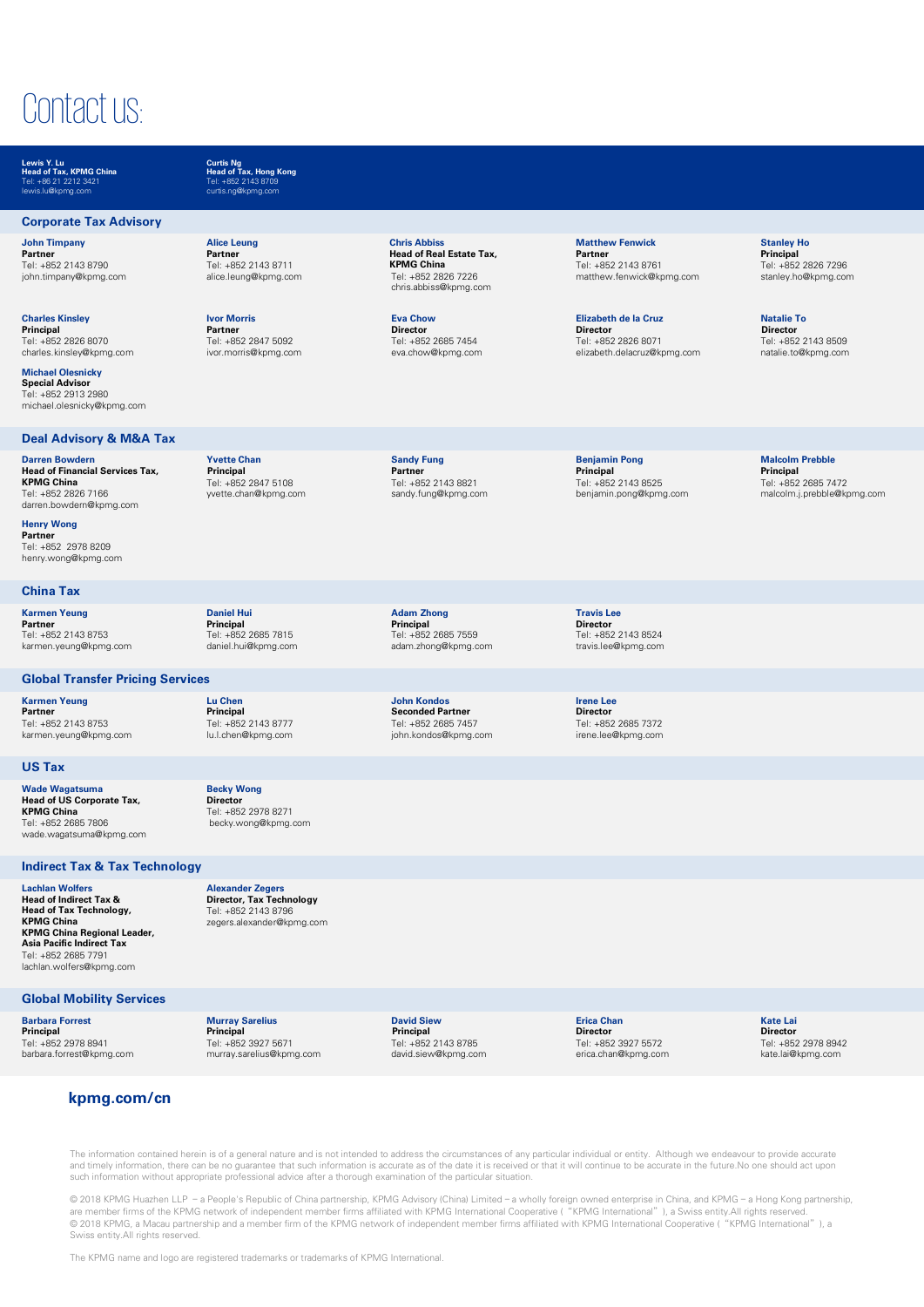# Contact us:

**Lewis Y. Lu**
**Head of Tax, KPMG China**
Tel: +86 21 2212 3421
lewis.lu@kpmg.com

**Curtis Ng**
**Head of Tax, Hong Kong**
Tel: +852 2143 8709
curtis.ng@kpmg.com

## Corporate Tax Advisory

**John Timpany**
**Partner**
Tel: +852 2143 8790
john.timpany@kpmg.com

**Alice Leung**
**Partner**
Tel: +852 2143 8711
alice.leung@kpmg.com

**Chris Abbiss**
**Head of Real Estate Tax, KPMG China**
Tel: +852 2826 7226
chris.abbiss@kpmg.com

**Matthew Fenwick**
**Partner**
Tel: +852 2143 8761
matthew.fenwick@kpmg.com

**Stanley Ho**
**Principal**
Tel: +852 2826 7296
stanley.ho@kpmg.com

**Charles Kinsley**
**Principal**
Tel: +852 2826 8070
charles.kinsley@kpmg.com

**Ivor Morris**
**Partner**
Tel: +852 2847 5092
ivor.morris@kpmg.com

**Eva Chow**
**Director**
Tel: +852 2685 7454
eva.chow@kpmg.com

**Elizabeth de la Cruz**
**Director**
Tel: +852 2826 8071
elizabeth.delacruz@kpmg.com

**Natalie To**
**Director**
Tel: +852 2143 8509
natalie.to@kpmg.com

**Michael Olesnicky**
**Special Advisor**
Tel: +852 2913 2980
michael.olesnicky@kpmg.com

## Deal Advisory & M&A Tax

**Darren Bowdern**
**Head of Financial Services Tax, KPMG China**
Tel: +852 2826 7166
darren.bowdern@kpmg.com

**Yvette Chan**
**Principal**
Tel: +852 2847 5108
yvette.chan@kpmg.com

**Sandy Fung**
**Partner**
Tel: +852 2143 8821
sandy.fung@kpmg.com

**Benjamin Pong**
**Principal**
Tel: +852 2143 8525
benjamin.pong@kpmg.com

**Malcolm Prebble**
**Principal**
Tel: +852 2685 7472
malcolm.j.prebble@kpmg.com

**Henry Wong**
**Partner**
Tel: +852 2978 8209
henry.wong@kpmg.com

## China Tax

**Karmen Yeung**
**Partner**
Tel: +852 2143 8753
karmen.yeung@kpmg.com

**Daniel Hui**
**Principal**
Tel: +852 2685 7815
daniel.hui@kpmg.com

**Adam Zhong**
**Principal**
Tel: +852 2685 7559
adam.zhong@kpmg.com

**Travis Lee**
**Director**
Tel: +852 2143 8524
travis.lee@kpmg.com

## Global Transfer Pricing Services

**Karmen Yeung**
**Partner**
Tel: +852 2143 8753
karmen.yeung@kpmg.com

**Lu Chen**
**Principal**
Tel: +852 2143 8777
lu.l.chen@kpmg.com

**John Kondos**
**Seconded Partner**
Tel: +852 2685 7457
john.kondos@kpmg.com

**Irene Lee**
**Director**
Tel: +852 2685 7372
irene.lee@kpmg.com

## US Tax

**Wade Wagatsuma**
**Head of US Corporate Tax, KPMG China**
Tel: +852 2685 7806
wade.wagatsuma@kpmg.com

**Becky Wong**
**Director**
Tel: +852 2978 8271
becky.wong@kpmg.com

## Indirect Tax & Tax Technology

**Lachlan Wolfers**
**Head of Indirect Tax & Head of Tax Technology, KPMG China**
**KPMG China Regional Leader, Asia Pacific Indirect Tax**
Tel: +852 2685 7791
lachlan.wolfers@kpmg.com

**Alexander Zegers**
**Director, Tax Technology**
Tel: +852 2143 8796
zegers.alexander@kpmg.com

## Global Mobility Services

**Barbara Forrest**
**Principal**
Tel: +852 2978 8941
barbara.forrest@kpmg.com

**Murray Sarelius**
**Principal**
Tel: +852 3927 5671
murray.sarelius@kpmg.com

**David Siew**
**Principal**
Tel: +852 2143 8785
david.siew@kpmg.com

**Erica Chan**
**Director**
Tel: +852 3927 5572
erica.chan@kpmg.com

**Kate Lai**
**Director**
Tel: +852 2978 8942
kate.lai@kpmg.com

**kpmg.com/cn**

The information contained herein is of a general nature and is not intended to address the circumstances of any particular individual or entity. Although we endeavour to provide accurate and timely information, there can be no guarantee that such information is accurate as of the date it is received or that it will continue to be accurate in the future.No one should act upon such information without appropriate professional advice after a thorough examination of the particular situation.

© 2018 KPMG Huazhen LLP – a People's Republic of China partnership, KPMG Advisory (China) Limited – a wholly foreign owned enterprise in China, and KPMG – a Hong Kong partnership, are member firms of the KPMG network of independent member firms affiliated with KPMG International Cooperative ("KPMG International"), a Swiss entity.All rights reserved.
© 2018 KPMG, a Macau partnership and a member firm of the KPMG network of independent member firms affiliated with KPMG International Cooperative ("KPMG International"), a Swiss entity.All rights reserved.

The KPMG name and logo are registered trademarks or trademarks of KPMG International.